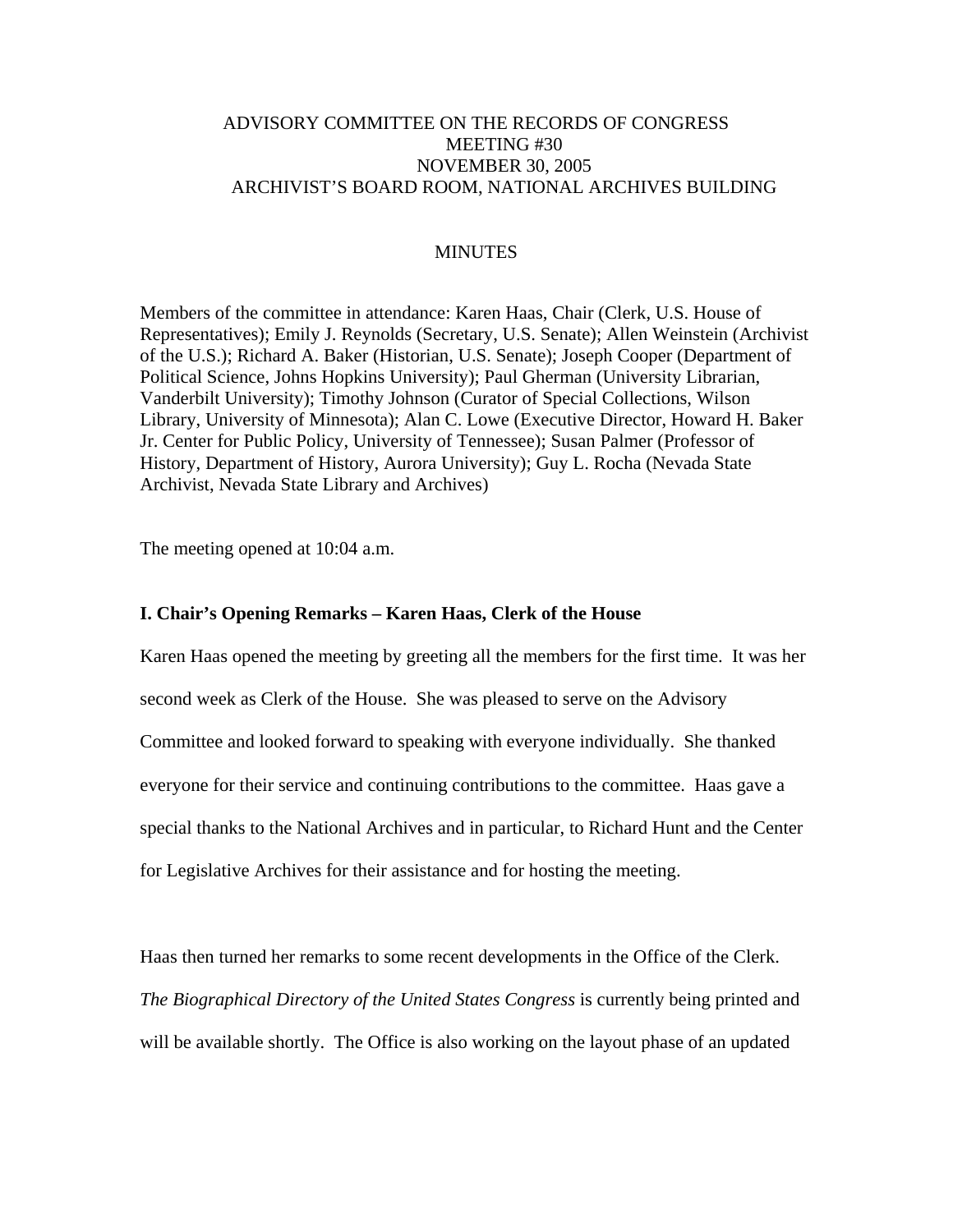# ADVISORY COMMITTEE ON THE RECORDS OF CONGRESS
## MEETING #30
## NOVEMBER 30, 2005
## ARCHIVIST'S BOARD ROOM, NATIONAL ARCHIVES BUILDING

## MINUTES

Members of the committee in attendance: Karen Haas, Chair (Clerk, U.S. House of Representatives); Emily J. Reynolds (Secretary, U.S. Senate); Allen Weinstein (Archivist of the U.S.); Richard A. Baker (Historian, U.S. Senate); Joseph Cooper (Department of Political Science, Johns Hopkins University); Paul Gherman (University Librarian, Vanderbilt University); Timothy Johnson (Curator of Special Collections, Wilson Library, University of Minnesota); Alan C. Lowe (Executive Director, Howard H. Baker Jr. Center for Public Policy, University of Tennessee); Susan Palmer (Professor of History, Department of History, Aurora University); Guy L. Rocha (Nevada State Archivist, Nevada State Library and Archives)

The meeting opened at 10:04 a.m.

### I. Chair's Opening Remarks – Karen Haas, Clerk of the House

Karen Haas opened the meeting by greeting all the members for the first time. It was her second week as Clerk of the House. She was pleased to serve on the Advisory Committee and looked forward to speaking with everyone individually. She thanked everyone for their service and continuing contributions to the committee. Haas gave a special thanks to the National Archives and in particular, to Richard Hunt and the Center for Legislative Archives for their assistance and for hosting the meeting.

Haas then turned her remarks to some recent developments in the Office of the Clerk. *The Biographical Directory of the United States Congress* is currently being printed and will be available shortly. The Office is also working on the layout phase of an updated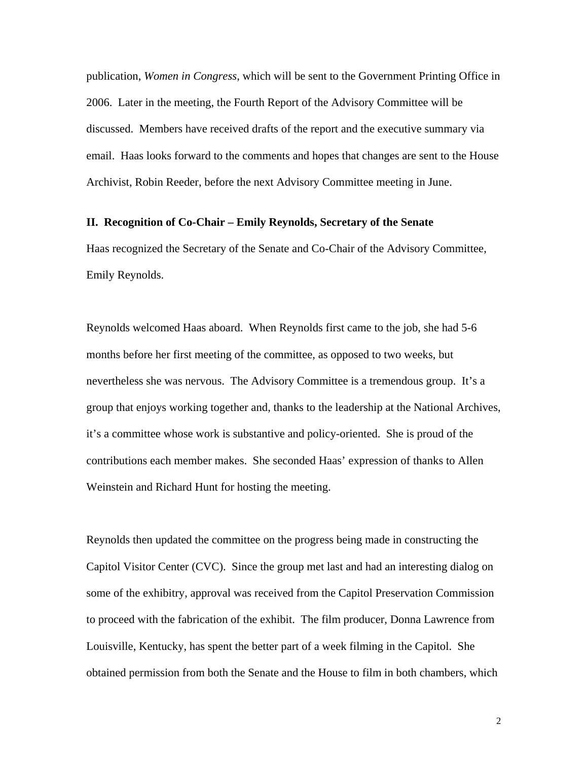publication, *Women in Congress*, which will be sent to the Government Printing Office in 2006. Later in the meeting, the Fourth Report of the Advisory Committee will be discussed. Members have received drafts of the report and the executive summary via email. Haas looks forward to the comments and hopes that changes are sent to the House Archivist, Robin Reeder, before the next Advisory Committee meeting in June.

**II. Recognition of Co-Chair – Emily Reynolds, Secretary of the Senate**

Haas recognized the Secretary of the Senate and Co-Chair of the Advisory Committee, Emily Reynolds.

Reynolds welcomed Haas aboard. When Reynolds first came to the job, she had 5-6 months before her first meeting of the committee, as opposed to two weeks, but nevertheless she was nervous. The Advisory Committee is a tremendous group. It's a group that enjoys working together and, thanks to the leadership at the National Archives, it's a committee whose work is substantive and policy-oriented. She is proud of the contributions each member makes. She seconded Haas' expression of thanks to Allen Weinstein and Richard Hunt for hosting the meeting.

Reynolds then updated the committee on the progress being made in constructing the Capitol Visitor Center (CVC). Since the group met last and had an interesting dialog on some of the exhibitry, approval was received from the Capitol Preservation Commission to proceed with the fabrication of the exhibit. The film producer, Donna Lawrence from Louisville, Kentucky, has spent the better part of a week filming in the Capitol. She obtained permission from both the Senate and the House to film in both chambers, which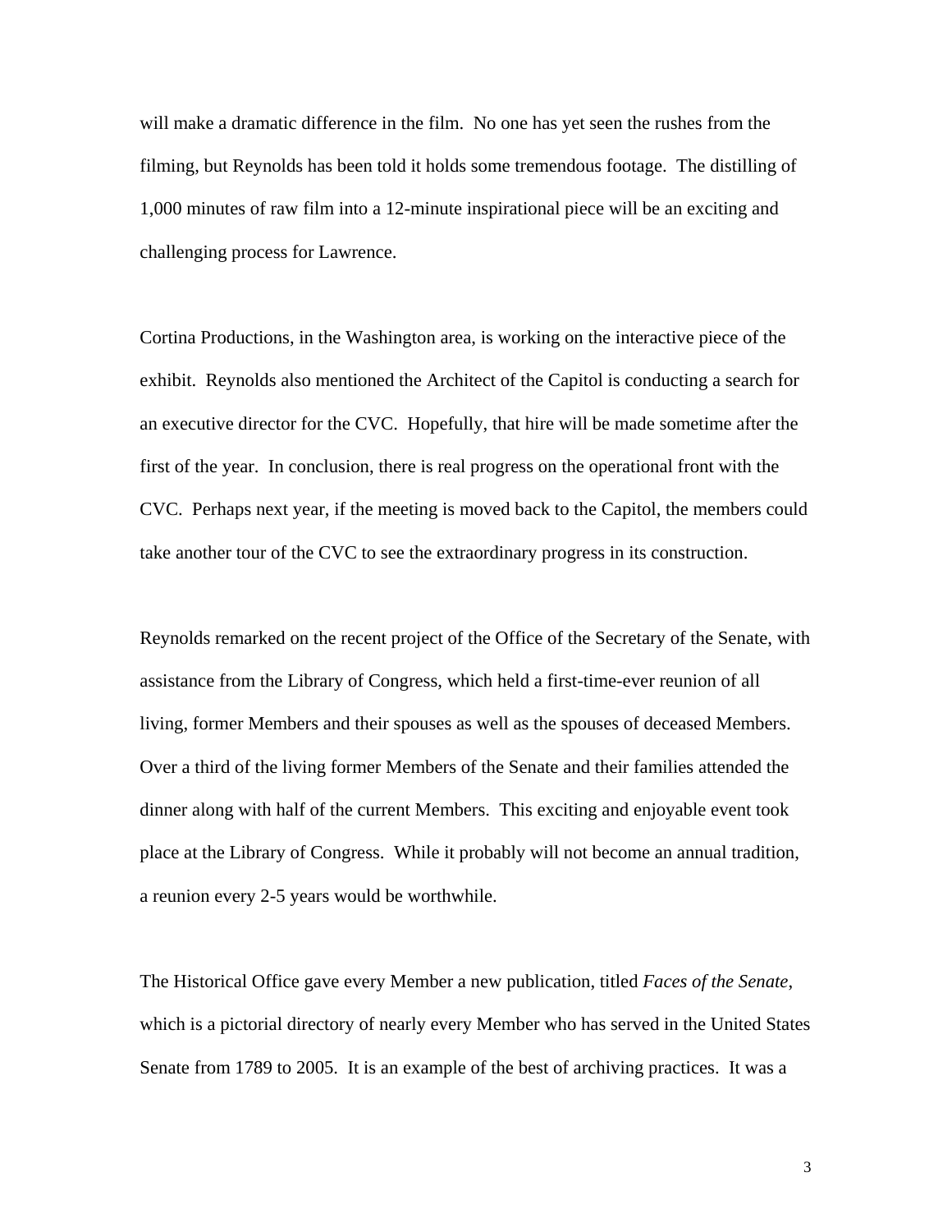will make a dramatic difference in the film. No one has yet seen the rushes from the filming, but Reynolds has been told it holds some tremendous footage. The distilling of 1,000 minutes of raw film into a 12-minute inspirational piece will be an exciting and challenging process for Lawrence.

Cortina Productions, in the Washington area, is working on the interactive piece of the exhibit. Reynolds also mentioned the Architect of the Capitol is conducting a search for an executive director for the CVC. Hopefully, that hire will be made sometime after the first of the year. In conclusion, there is real progress on the operational front with the CVC. Perhaps next year, if the meeting is moved back to the Capitol, the members could take another tour of the CVC to see the extraordinary progress in its construction.

Reynolds remarked on the recent project of the Office of the Secretary of the Senate, with assistance from the Library of Congress, which held a first-time-ever reunion of all living, former Members and their spouses as well as the spouses of deceased Members. Over a third of the living former Members of the Senate and their families attended the dinner along with half of the current Members. This exciting and enjoyable event took place at the Library of Congress. While it probably will not become an annual tradition, a reunion every 2-5 years would be worthwhile.

The Historical Office gave every Member a new publication, titled *Faces of the Senate*, which is a pictorial directory of nearly every Member who has served in the United States Senate from 1789 to 2005. It is an example of the best of archiving practices. It was a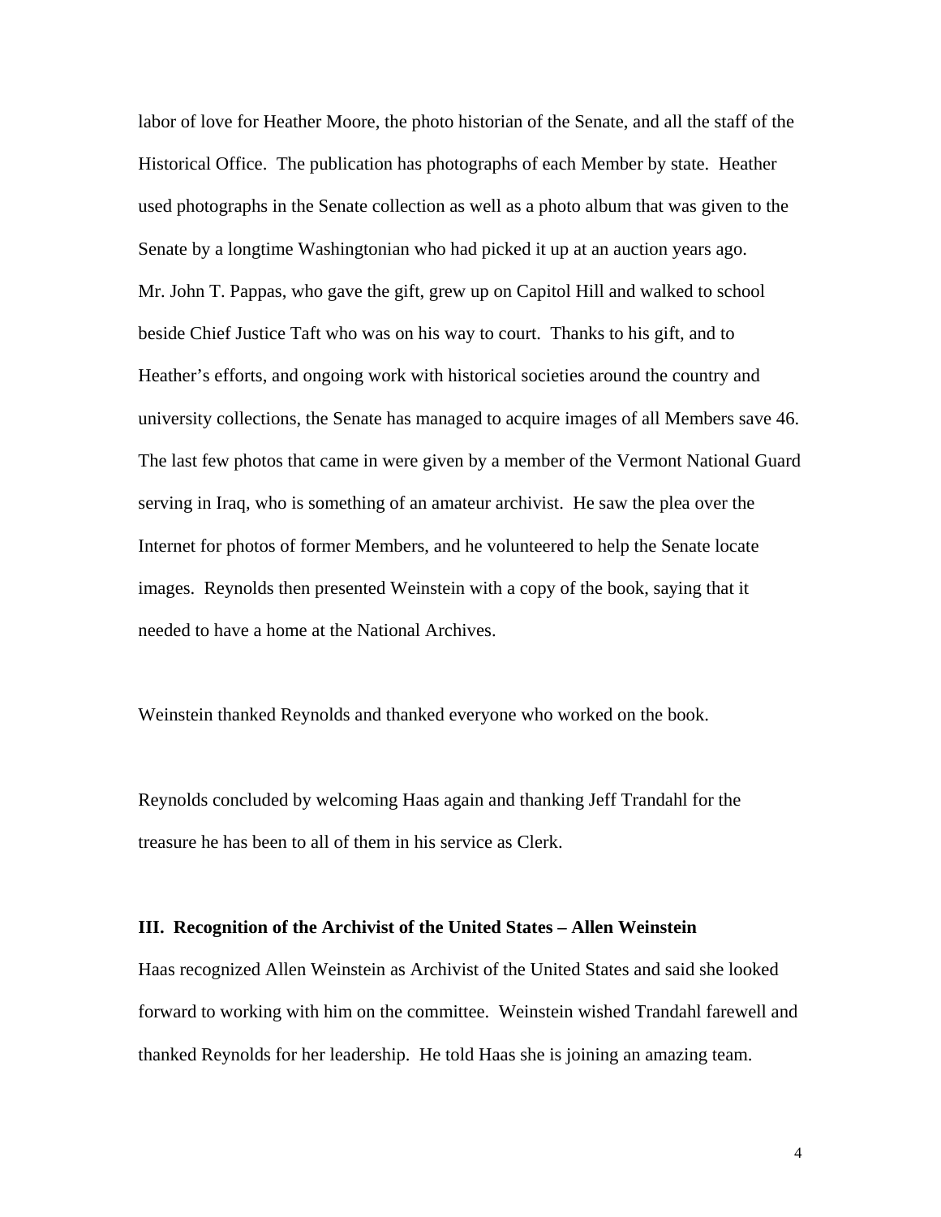labor of love for Heather Moore, the photo historian of the Senate, and all the staff of the Historical Office. The publication has photographs of each Member by state. Heather used photographs in the Senate collection as well as a photo album that was given to the Senate by a longtime Washingtonian who had picked it up at an auction years ago. Mr. John T. Pappas, who gave the gift, grew up on Capitol Hill and walked to school beside Chief Justice Taft who was on his way to court. Thanks to his gift, and to Heather's efforts, and ongoing work with historical societies around the country and university collections, the Senate has managed to acquire images of all Members save 46. The last few photos that came in were given by a member of the Vermont National Guard serving in Iraq, who is something of an amateur archivist. He saw the plea over the Internet for photos of former Members, and he volunteered to help the Senate locate images. Reynolds then presented Weinstein with a copy of the book, saying that it needed to have a home at the National Archives.

Weinstein thanked Reynolds and thanked everyone who worked on the book.

Reynolds concluded by welcoming Haas again and thanking Jeff Trandahl for the treasure he has been to all of them in his service as Clerk.

**III. Recognition of the Archivist of the United States – Allen Weinstein**

Haas recognized Allen Weinstein as Archivist of the United States and said she looked forward to working with him on the committee. Weinstein wished Trandahl farewell and thanked Reynolds for her leadership. He told Haas she is joining an amazing team.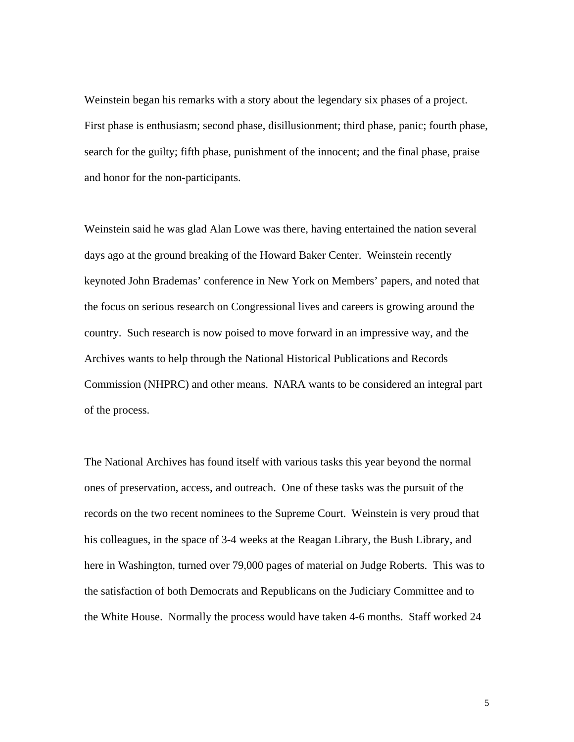Weinstein began his remarks with a story about the legendary six phases of a project. First phase is enthusiasm; second phase, disillusionment; third phase, panic; fourth phase, search for the guilty; fifth phase, punishment of the innocent; and the final phase, praise and honor for the non-participants.

Weinstein said he was glad Alan Lowe was there, having entertained the nation several days ago at the ground breaking of the Howard Baker Center. Weinstein recently keynoted John Brademas' conference in New York on Members' papers, and noted that the focus on serious research on Congressional lives and careers is growing around the country. Such research is now poised to move forward in an impressive way, and the Archives wants to help through the National Historical Publications and Records Commission (NHPRC) and other means. NARA wants to be considered an integral part of the process.

The National Archives has found itself with various tasks this year beyond the normal ones of preservation, access, and outreach. One of these tasks was the pursuit of the records on the two recent nominees to the Supreme Court. Weinstein is very proud that his colleagues, in the space of 3-4 weeks at the Reagan Library, the Bush Library, and here in Washington, turned over 79,000 pages of material on Judge Roberts. This was to the satisfaction of both Democrats and Republicans on the Judiciary Committee and to the White House. Normally the process would have taken 4-6 months. Staff worked 24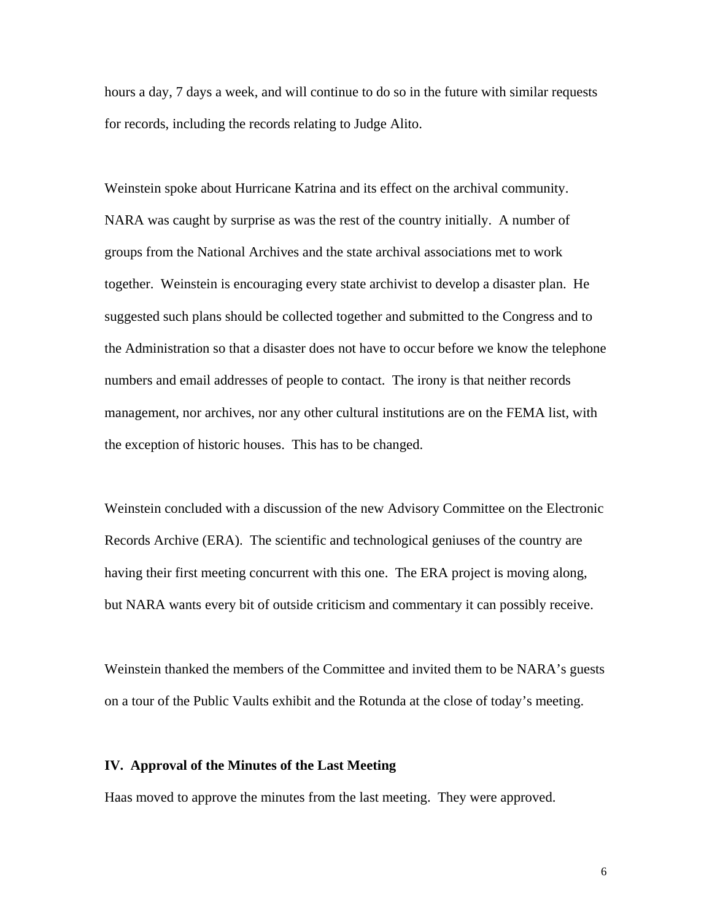hours a day, 7 days a week, and will continue to do so in the future with similar requests for records, including the records relating to Judge Alito.

Weinstein spoke about Hurricane Katrina and its effect on the archival community. NARA was caught by surprise as was the rest of the country initially. A number of groups from the National Archives and the state archival associations met to work together. Weinstein is encouraging every state archivist to develop a disaster plan. He suggested such plans should be collected together and submitted to the Congress and to the Administration so that a disaster does not have to occur before we know the telephone numbers and email addresses of people to contact. The irony is that neither records management, nor archives, nor any other cultural institutions are on the FEMA list, with the exception of historic houses. This has to be changed.

Weinstein concluded with a discussion of the new Advisory Committee on the Electronic Records Archive (ERA). The scientific and technological geniuses of the country are having their first meeting concurrent with this one. The ERA project is moving along, but NARA wants every bit of outside criticism and commentary it can possibly receive.

Weinstein thanked the members of the Committee and invited them to be NARA's guests on a tour of the Public Vaults exhibit and the Rotunda at the close of today's meeting.

## IV. Approval of the Minutes of the Last Meeting

Haas moved to approve the minutes from the last meeting. They were approved.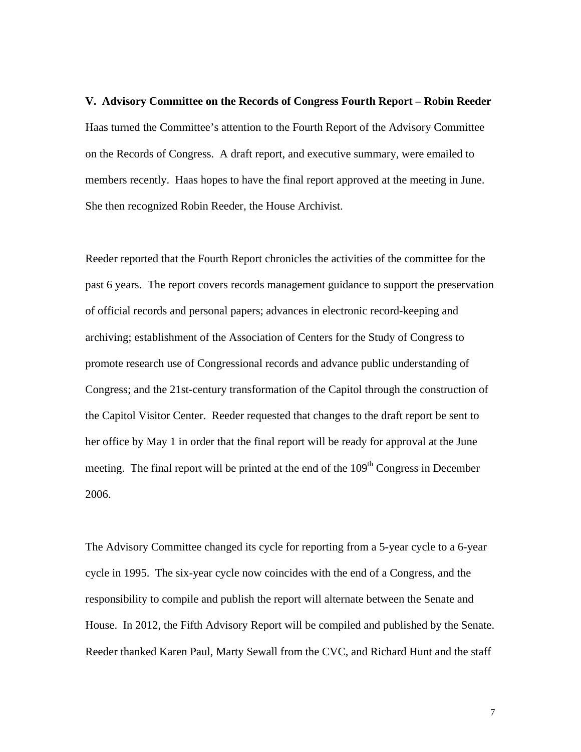**V. Advisory Committee on the Records of Congress Fourth Report – Robin Reeder**

Haas turned the Committee's attention to the Fourth Report of the Advisory Committee on the Records of Congress. A draft report, and executive summary, were emailed to members recently. Haas hopes to have the final report approved at the meeting in June. She then recognized Robin Reeder, the House Archivist.

Reeder reported that the Fourth Report chronicles the activities of the committee for the past 6 years. The report covers records management guidance to support the preservation of official records and personal papers; advances in electronic record-keeping and archiving; establishment of the Association of Centers for the Study of Congress to promote research use of Congressional records and advance public understanding of Congress; and the 21st-century transformation of the Capitol through the construction of the Capitol Visitor Center. Reeder requested that changes to the draft report be sent to her office by May 1 in order that the final report will be ready for approval at the June meeting. The final report will be printed at the end of the 109th Congress in December 2006.

The Advisory Committee changed its cycle for reporting from a 5-year cycle to a 6-year cycle in 1995. The six-year cycle now coincides with the end of a Congress, and the responsibility to compile and publish the report will alternate between the Senate and House. In 2012, the Fifth Advisory Report will be compiled and published by the Senate. Reeder thanked Karen Paul, Marty Sewall from the CVC, and Richard Hunt and the staff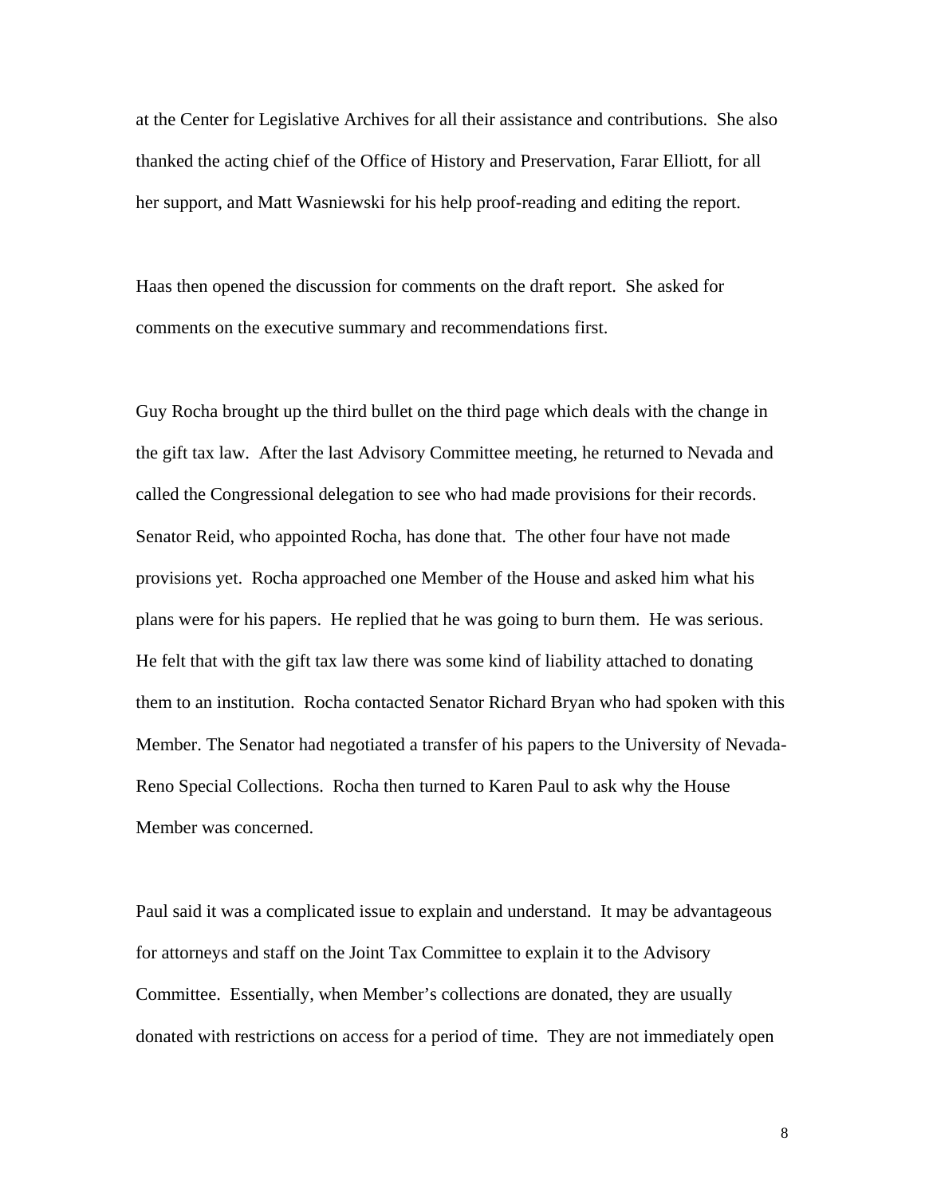at the Center for Legislative Archives for all their assistance and contributions. She also thanked the acting chief of the Office of History and Preservation, Farar Elliott, for all her support, and Matt Wasniewski for his help proof-reading and editing the report.

Haas then opened the discussion for comments on the draft report. She asked for comments on the executive summary and recommendations first.

Guy Rocha brought up the third bullet on the third page which deals with the change in the gift tax law. After the last Advisory Committee meeting, he returned to Nevada and called the Congressional delegation to see who had made provisions for their records. Senator Reid, who appointed Rocha, has done that. The other four have not made provisions yet. Rocha approached one Member of the House and asked him what his plans were for his papers. He replied that he was going to burn them. He was serious. He felt that with the gift tax law there was some kind of liability attached to donating them to an institution. Rocha contacted Senator Richard Bryan who had spoken with this Member. The Senator had negotiated a transfer of his papers to the University of Nevada-Reno Special Collections. Rocha then turned to Karen Paul to ask why the House Member was concerned.

Paul said it was a complicated issue to explain and understand. It may be advantageous for attorneys and staff on the Joint Tax Committee to explain it to the Advisory Committee. Essentially, when Member's collections are donated, they are usually donated with restrictions on access for a period of time. They are not immediately open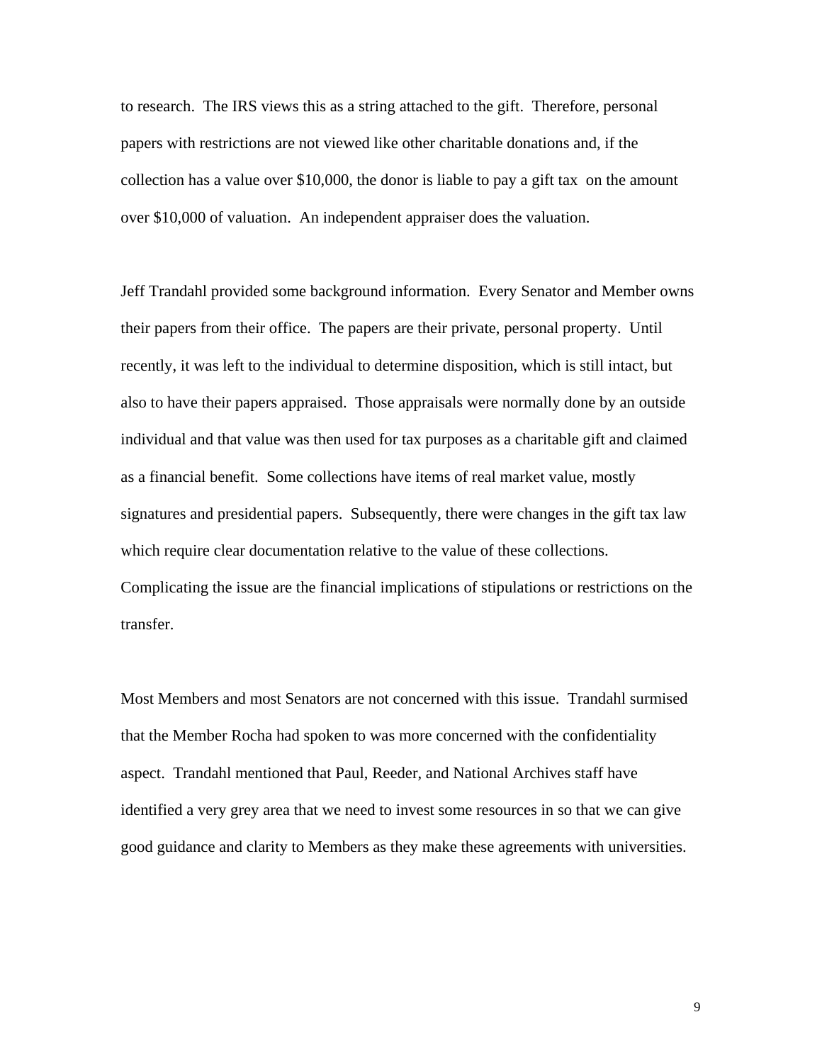to research. The IRS views this as a string attached to the gift. Therefore, personal papers with restrictions are not viewed like other charitable donations and, if the collection has a value over $10,000, the donor is liable to pay a gift tax on the amount over $10,000 of valuation. An independent appraiser does the valuation.

Jeff Trandahl provided some background information. Every Senator and Member owns their papers from their office. The papers are their private, personal property. Until recently, it was left to the individual to determine disposition, which is still intact, but also to have their papers appraised. Those appraisals were normally done by an outside individual and that value was then used for tax purposes as a charitable gift and claimed as a financial benefit. Some collections have items of real market value, mostly signatures and presidential papers. Subsequently, there were changes in the gift tax law which require clear documentation relative to the value of these collections. Complicating the issue are the financial implications of stipulations or restrictions on the transfer.

Most Members and most Senators are not concerned with this issue. Trandahl surmised that the Member Rocha had spoken to was more concerned with the confidentiality aspect. Trandahl mentioned that Paul, Reeder, and National Archives staff have identified a very grey area that we need to invest some resources in so that we can give good guidance and clarity to Members as they make these agreements with universities.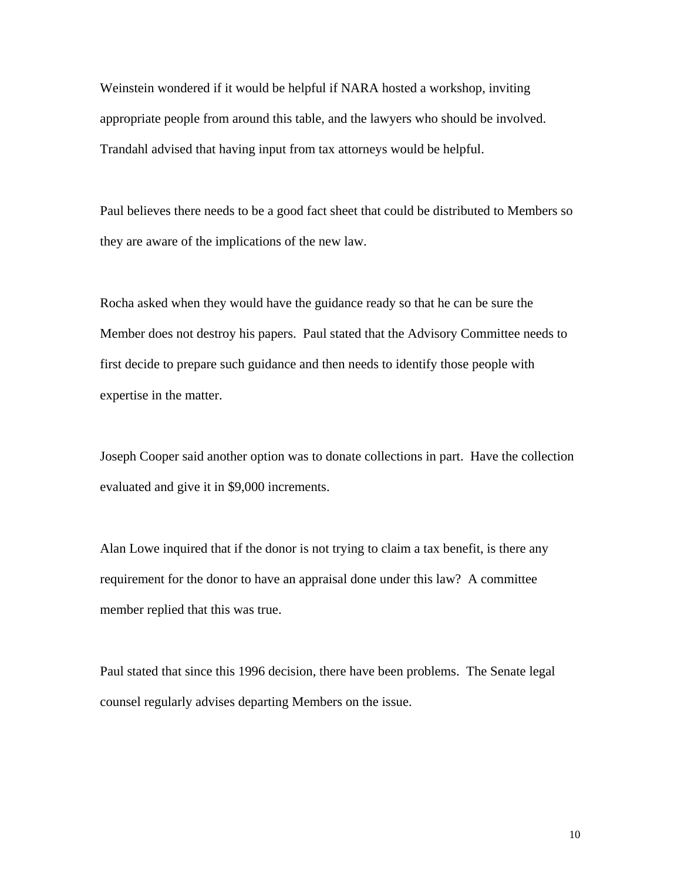Weinstein wondered if it would be helpful if NARA hosted a workshop, inviting appropriate people from around this table, and the lawyers who should be involved. Trandahl advised that having input from tax attorneys would be helpful.

Paul believes there needs to be a good fact sheet that could be distributed to Members so they are aware of the implications of the new law.

Rocha asked when they would have the guidance ready so that he can be sure the Member does not destroy his papers. Paul stated that the Advisory Committee needs to first decide to prepare such guidance and then needs to identify those people with expertise in the matter.

Joseph Cooper said another option was to donate collections in part. Have the collection evaluated and give it in $9,000 increments.

Alan Lowe inquired that if the donor is not trying to claim a tax benefit, is there any requirement for the donor to have an appraisal done under this law? A committee member replied that this was true.

Paul stated that since this 1996 decision, there have been problems. The Senate legal counsel regularly advises departing Members on the issue.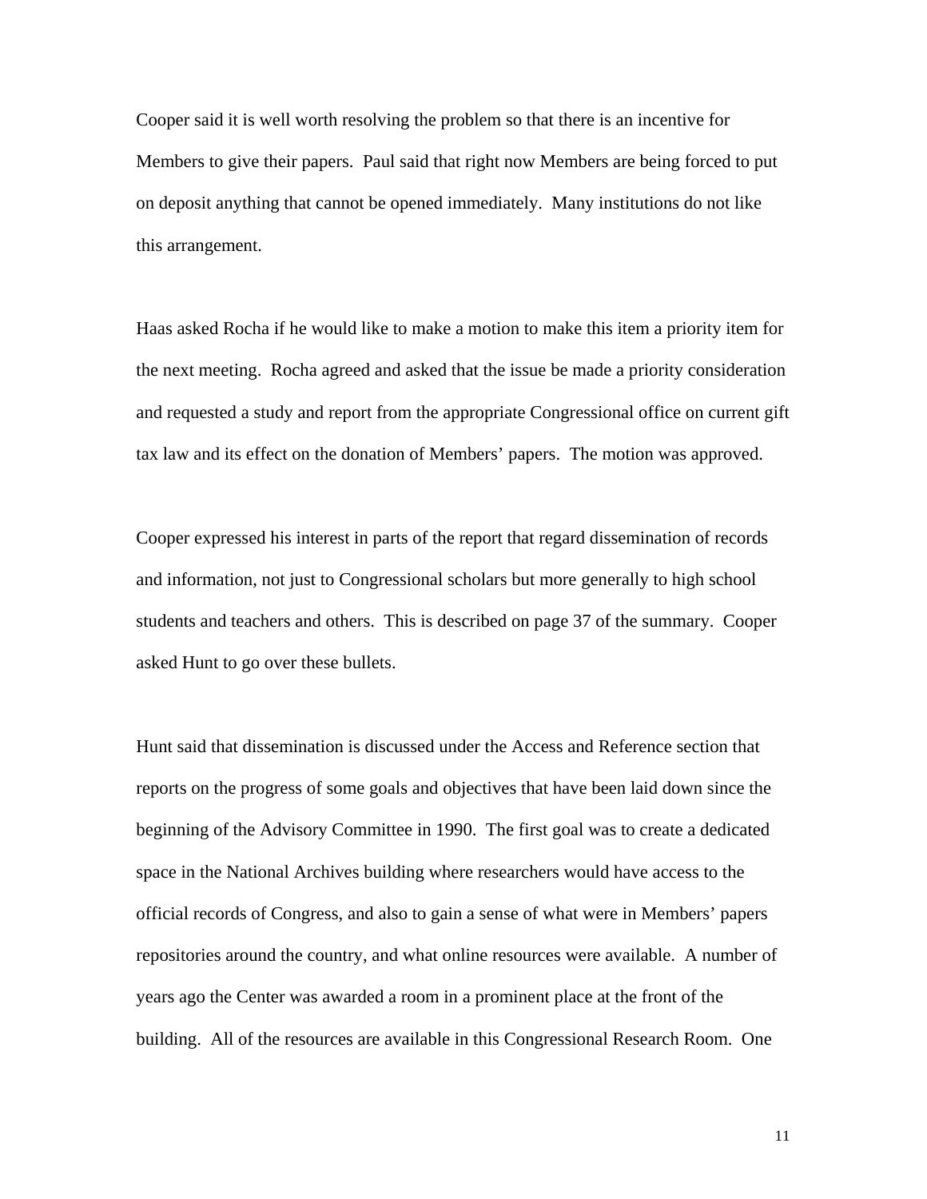Cooper said it is well worth resolving the problem so that there is an incentive for Members to give their papers. Paul said that right now Members are being forced to put on deposit anything that cannot be opened immediately. Many institutions do not like this arrangement.

Haas asked Rocha if he would like to make a motion to make this item a priority item for the next meeting. Rocha agreed and asked that the issue be made a priority consideration and requested a study and report from the appropriate Congressional office on current gift tax law and its effect on the donation of Members' papers. The motion was approved.

Cooper expressed his interest in parts of the report that regard dissemination of records and information, not just to Congressional scholars but more generally to high school students and teachers and others. This is described on page 37 of the summary. Cooper asked Hunt to go over these bullets.

Hunt said that dissemination is discussed under the Access and Reference section that reports on the progress of some goals and objectives that have been laid down since the beginning of the Advisory Committee in 1990. The first goal was to create a dedicated space in the National Archives building where researchers would have access to the official records of Congress, and also to gain a sense of what were in Members' papers repositories around the country, and what online resources were available. A number of years ago the Center was awarded a room in a prominent place at the front of the building. All of the resources are available in this Congressional Research Room. One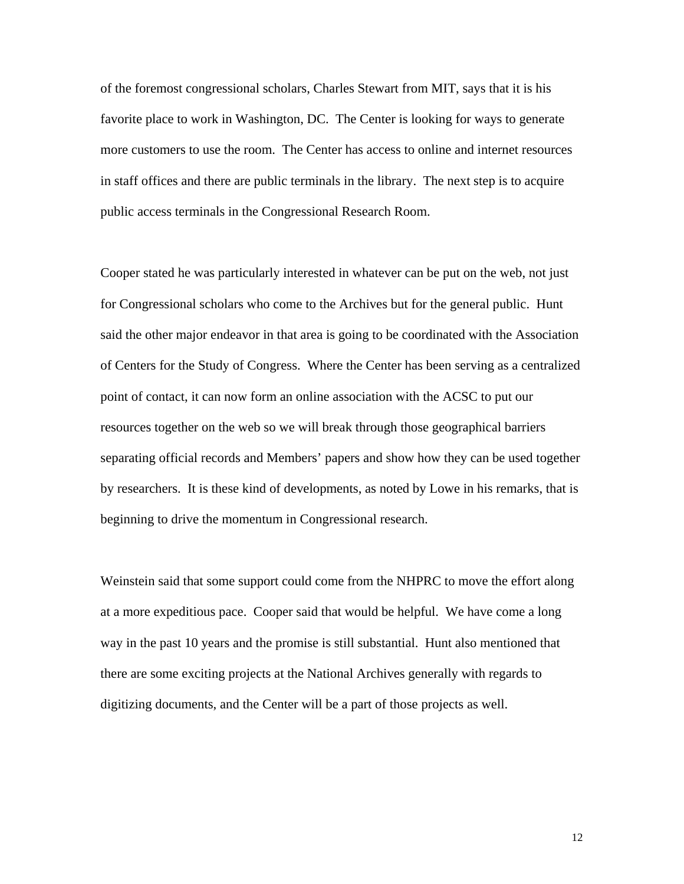of the foremost congressional scholars, Charles Stewart from MIT, says that it is his favorite place to work in Washington, DC. The Center is looking for ways to generate more customers to use the room. The Center has access to online and internet resources in staff offices and there are public terminals in the library. The next step is to acquire public access terminals in the Congressional Research Room.

Cooper stated he was particularly interested in whatever can be put on the web, not just for Congressional scholars who come to the Archives but for the general public. Hunt said the other major endeavor in that area is going to be coordinated with the Association of Centers for the Study of Congress. Where the Center has been serving as a centralized point of contact, it can now form an online association with the ACSC to put our resources together on the web so we will break through those geographical barriers separating official records and Members' papers and show how they can be used together by researchers. It is these kind of developments, as noted by Lowe in his remarks, that is beginning to drive the momentum in Congressional research.

Weinstein said that some support could come from the NHPRC to move the effort along at a more expeditious pace. Cooper said that would be helpful. We have come a long way in the past 10 years and the promise is still substantial. Hunt also mentioned that there are some exciting projects at the National Archives generally with regards to digitizing documents, and the Center will be a part of those projects as well.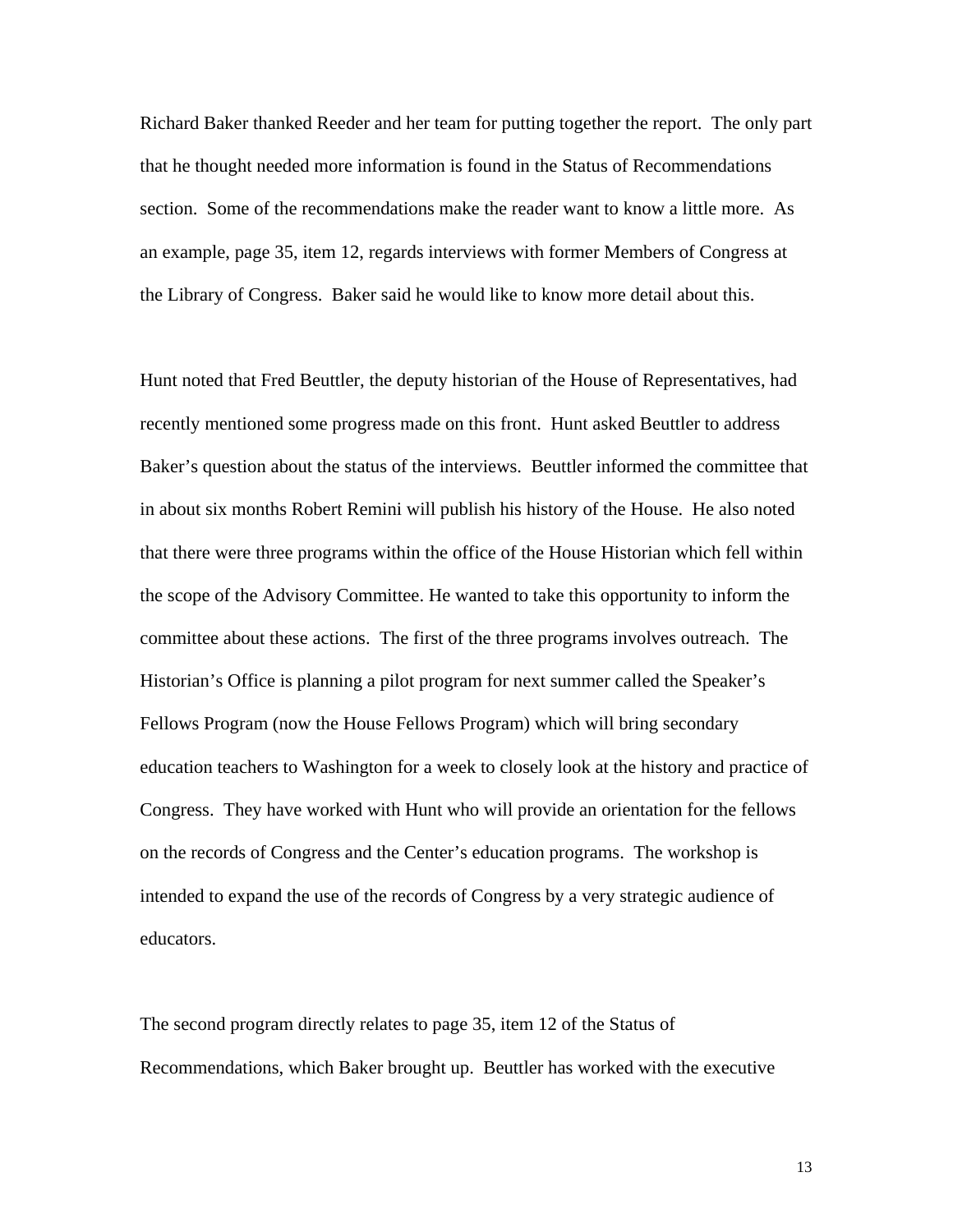Richard Baker thanked Reeder and her team for putting together the report. The only part that he thought needed more information is found in the Status of Recommendations section. Some of the recommendations make the reader want to know a little more. As an example, page 35, item 12, regards interviews with former Members of Congress at the Library of Congress. Baker said he would like to know more detail about this.

Hunt noted that Fred Beuttler, the deputy historian of the House of Representatives, had recently mentioned some progress made on this front. Hunt asked Beuttler to address Baker's question about the status of the interviews. Beuttler informed the committee that in about six months Robert Remini will publish his history of the House. He also noted that there were three programs within the office of the House Historian which fell within the scope of the Advisory Committee. He wanted to take this opportunity to inform the committee about these actions. The first of the three programs involves outreach. The Historian's Office is planning a pilot program for next summer called the Speaker's Fellows Program (now the House Fellows Program) which will bring secondary education teachers to Washington for a week to closely look at the history and practice of Congress. They have worked with Hunt who will provide an orientation for the fellows on the records of Congress and the Center's education programs. The workshop is intended to expand the use of the records of Congress by a very strategic audience of educators.

The second program directly relates to page 35, item 12 of the Status of Recommendations, which Baker brought up. Beuttler has worked with the executive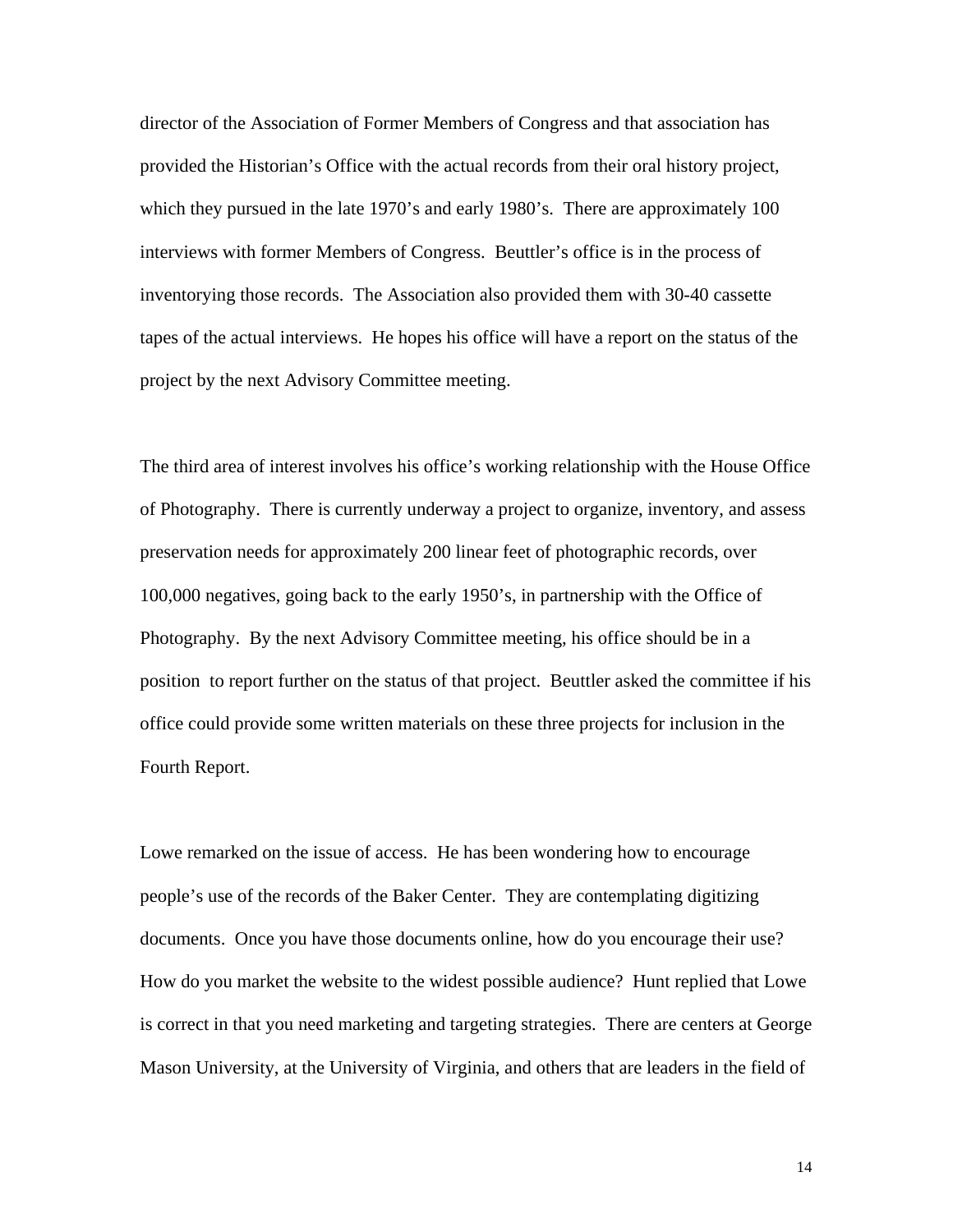director of the Association of Former Members of Congress and that association has provided the Historian's Office with the actual records from their oral history project, which they pursued in the late 1970's and early 1980's. There are approximately 100 interviews with former Members of Congress. Beuttler's office is in the process of inventorying those records. The Association also provided them with 30-40 cassette tapes of the actual interviews. He hopes his office will have a report on the status of the project by the next Advisory Committee meeting.

The third area of interest involves his office's working relationship with the House Office of Photography. There is currently underway a project to organize, inventory, and assess preservation needs for approximately 200 linear feet of photographic records, over 100,000 negatives, going back to the early 1950's, in partnership with the Office of Photography. By the next Advisory Committee meeting, his office should be in a position to report further on the status of that project. Beuttler asked the committee if his office could provide some written materials on these three projects for inclusion in the Fourth Report.

Lowe remarked on the issue of access. He has been wondering how to encourage people's use of the records of the Baker Center. They are contemplating digitizing documents. Once you have those documents online, how do you encourage their use? How do you market the website to the widest possible audience? Hunt replied that Lowe is correct in that you need marketing and targeting strategies. There are centers at George Mason University, at the University of Virginia, and others that are leaders in the field of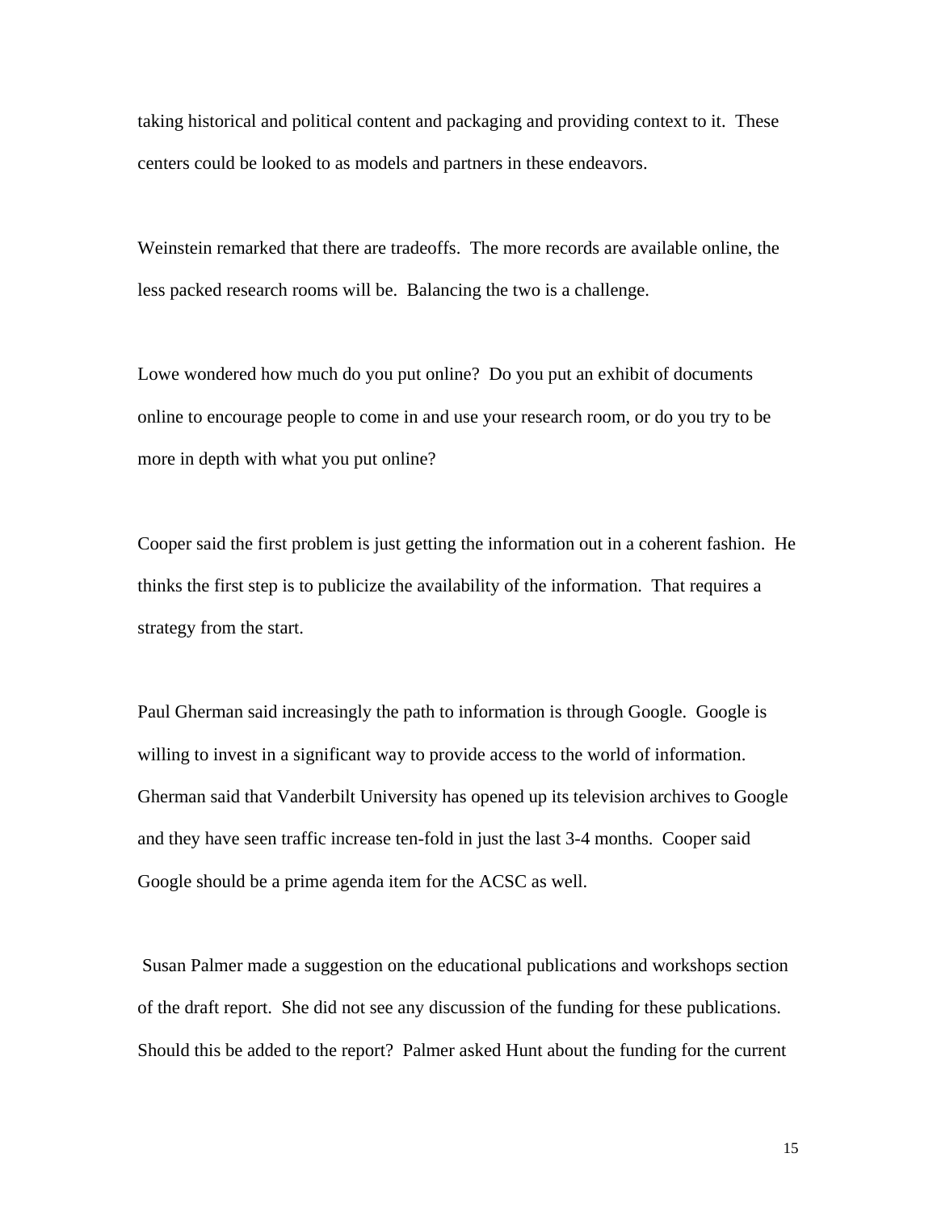taking historical and political content and packaging and providing context to it. These centers could be looked to as models and partners in these endeavors.

Weinstein remarked that there are tradeoffs. The more records are available online, the less packed research rooms will be. Balancing the two is a challenge.

Lowe wondered how much do you put online? Do you put an exhibit of documents online to encourage people to come in and use your research room, or do you try to be more in depth with what you put online?

Cooper said the first problem is just getting the information out in a coherent fashion. He thinks the first step is to publicize the availability of the information. That requires a strategy from the start.

Paul Gherman said increasingly the path to information is through Google. Google is willing to invest in a significant way to provide access to the world of information. Gherman said that Vanderbilt University has opened up its television archives to Google and they have seen traffic increase ten-fold in just the last 3-4 months. Cooper said Google should be a prime agenda item for the ACSC as well.

Susan Palmer made a suggestion on the educational publications and workshops section of the draft report. She did not see any discussion of the funding for these publications. Should this be added to the report? Palmer asked Hunt about the funding for the current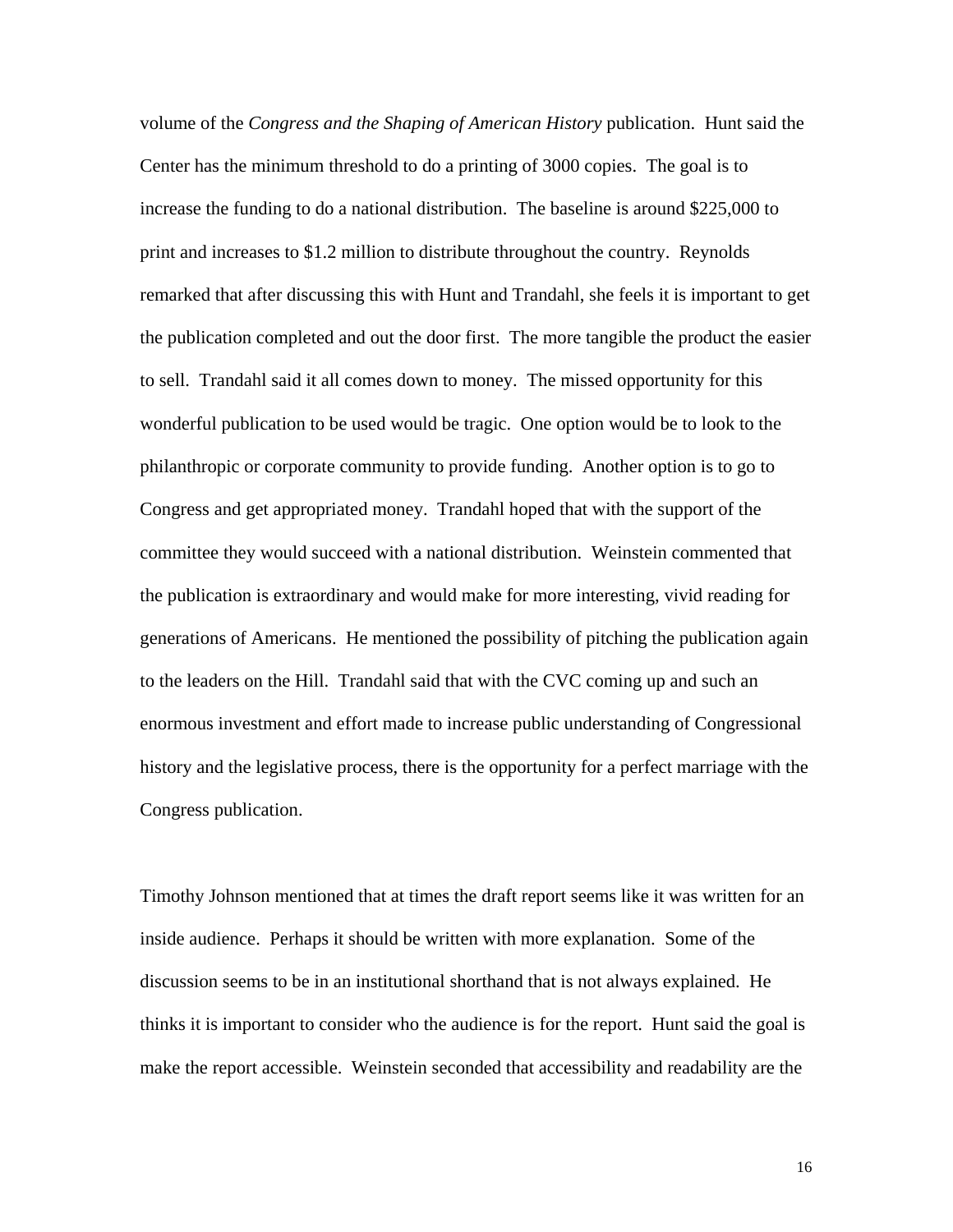volume of the *Congress and the Shaping of American History* publication. Hunt said the Center has the minimum threshold to do a printing of 3000 copies. The goal is to increase the funding to do a national distribution. The baseline is around $225,000 to print and increases to $1.2 million to distribute throughout the country. Reynolds remarked that after discussing this with Hunt and Trandahl, she feels it is important to get the publication completed and out the door first. The more tangible the product the easier to sell. Trandahl said it all comes down to money. The missed opportunity for this wonderful publication to be used would be tragic. One option would be to look to the philanthropic or corporate community to provide funding. Another option is to go to Congress and get appropriated money. Trandahl hoped that with the support of the committee they would succeed with a national distribution. Weinstein commented that the publication is extraordinary and would make for more interesting, vivid reading for generations of Americans. He mentioned the possibility of pitching the publication again to the leaders on the Hill. Trandahl said that with the CVC coming up and such an enormous investment and effort made to increase public understanding of Congressional history and the legislative process, there is the opportunity for a perfect marriage with the Congress publication.

Timothy Johnson mentioned that at times the draft report seems like it was written for an inside audience. Perhaps it should be written with more explanation. Some of the discussion seems to be in an institutional shorthand that is not always explained. He thinks it is important to consider who the audience is for the report. Hunt said the goal is make the report accessible. Weinstein seconded that accessibility and readability are the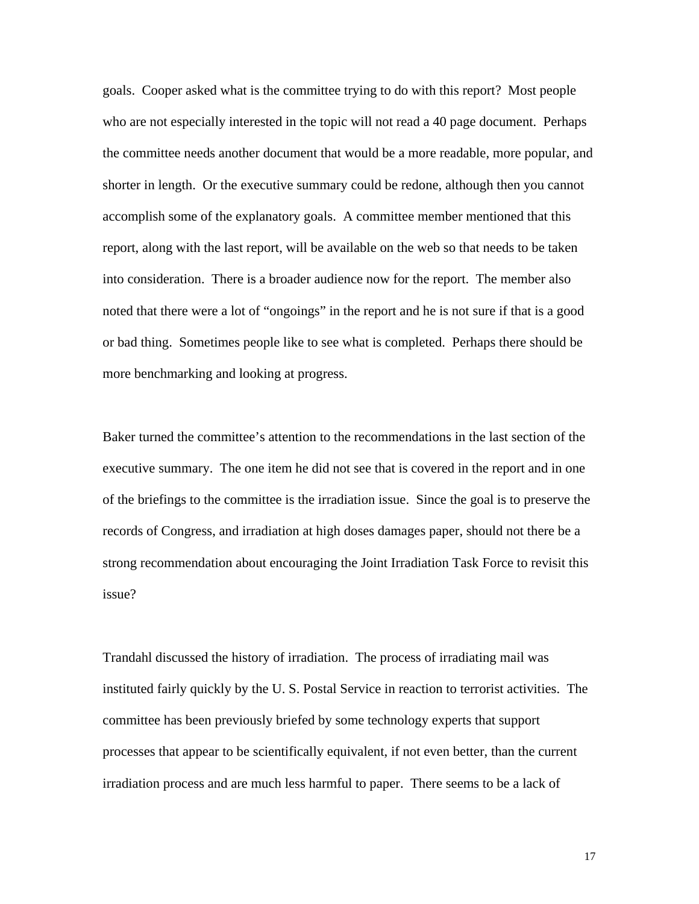goals. Cooper asked what is the committee trying to do with this report? Most people who are not especially interested in the topic will not read a 40 page document. Perhaps the committee needs another document that would be a more readable, more popular, and shorter in length. Or the executive summary could be redone, although then you cannot accomplish some of the explanatory goals. A committee member mentioned that this report, along with the last report, will be available on the web so that needs to be taken into consideration. There is a broader audience now for the report. The member also noted that there were a lot of "ongoings" in the report and he is not sure if that is a good or bad thing. Sometimes people like to see what is completed. Perhaps there should be more benchmarking and looking at progress.

Baker turned the committee's attention to the recommendations in the last section of the executive summary. The one item he did not see that is covered in the report and in one of the briefings to the committee is the irradiation issue. Since the goal is to preserve the records of Congress, and irradiation at high doses damages paper, should not there be a strong recommendation about encouraging the Joint Irradiation Task Force to revisit this issue?

Trandahl discussed the history of irradiation. The process of irradiating mail was instituted fairly quickly by the U. S. Postal Service in reaction to terrorist activities. The committee has been previously briefed by some technology experts that support processes that appear to be scientifically equivalent, if not even better, than the current irradiation process and are much less harmful to paper. There seems to be a lack of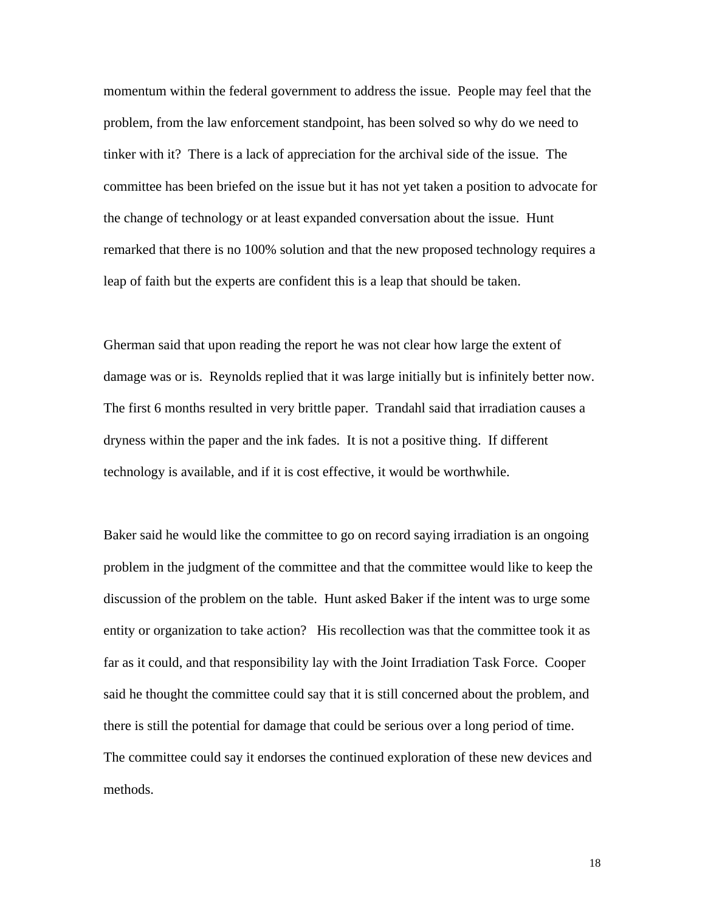momentum within the federal government to address the issue. People may feel that the problem, from the law enforcement standpoint, has been solved so why do we need to tinker with it? There is a lack of appreciation for the archival side of the issue. The committee has been briefed on the issue but it has not yet taken a position to advocate for the change of technology or at least expanded conversation about the issue. Hunt remarked that there is no 100% solution and that the new proposed technology requires a leap of faith but the experts are confident this is a leap that should be taken.

Gherman said that upon reading the report he was not clear how large the extent of damage was or is. Reynolds replied that it was large initially but is infinitely better now. The first 6 months resulted in very brittle paper. Trandahl said that irradiation causes a dryness within the paper and the ink fades. It is not a positive thing. If different technology is available, and if it is cost effective, it would be worthwhile.

Baker said he would like the committee to go on record saying irradiation is an ongoing problem in the judgment of the committee and that the committee would like to keep the discussion of the problem on the table. Hunt asked Baker if the intent was to urge some entity or organization to take action? His recollection was that the committee took it as far as it could, and that responsibility lay with the Joint Irradiation Task Force. Cooper said he thought the committee could say that it is still concerned about the problem, and there is still the potential for damage that could be serious over a long period of time. The committee could say it endorses the continued exploration of these new devices and methods.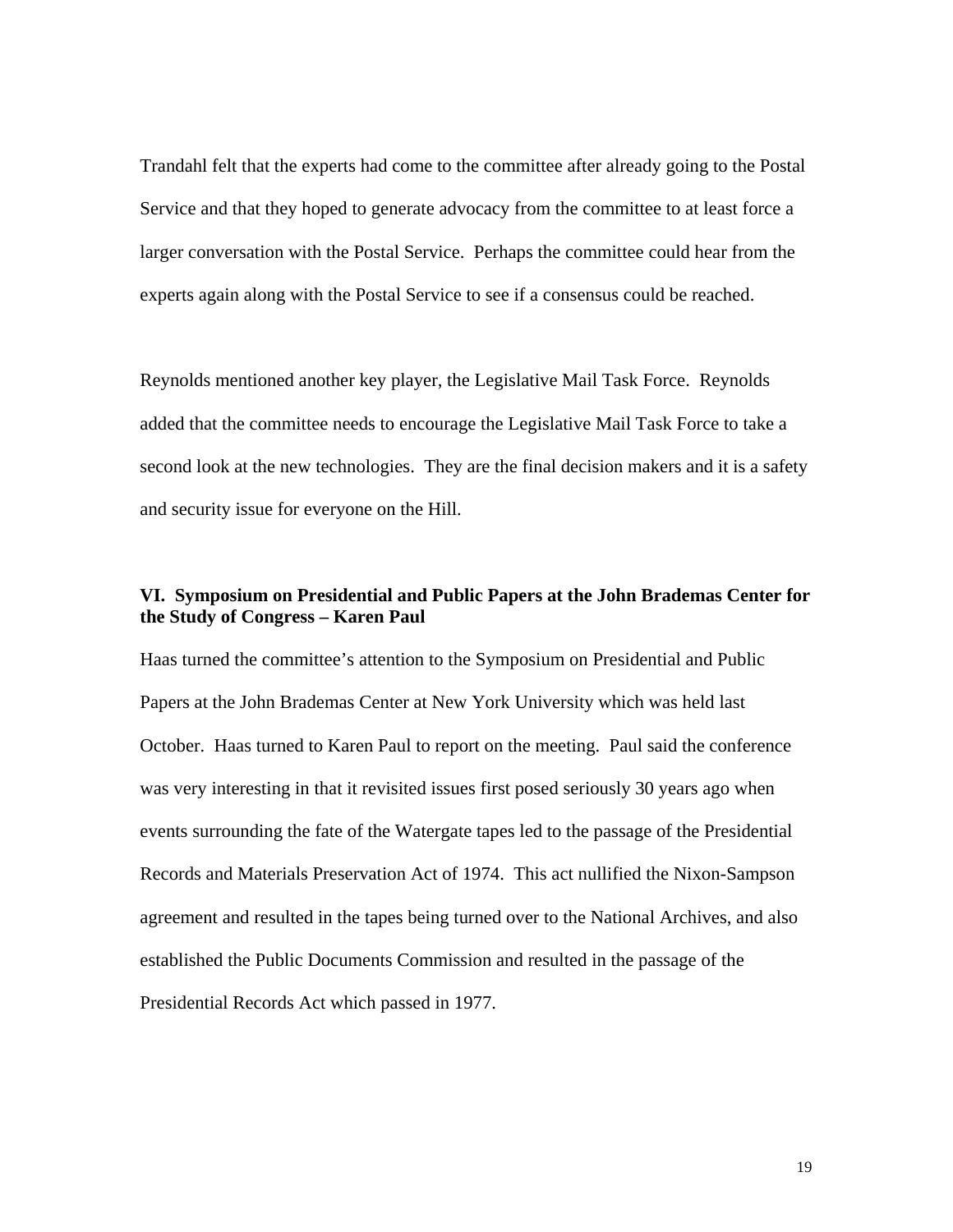Trandahl felt that the experts had come to the committee after already going to the Postal Service and that they hoped to generate advocacy from the committee to at least force a larger conversation with the Postal Service. Perhaps the committee could hear from the experts again along with the Postal Service to see if a consensus could be reached.

Reynolds mentioned another key player, the Legislative Mail Task Force. Reynolds added that the committee needs to encourage the Legislative Mail Task Force to take a second look at the new technologies. They are the final decision makers and it is a safety and security issue for everyone on the Hill.

**VI. Symposium on Presidential and Public Papers at the John Brademas Center for the Study of Congress – Karen Paul**

Haas turned the committee's attention to the Symposium on Presidential and Public Papers at the John Brademas Center at New York University which was held last October. Haas turned to Karen Paul to report on the meeting. Paul said the conference was very interesting in that it revisited issues first posed seriously 30 years ago when events surrounding the fate of the Watergate tapes led to the passage of the Presidential Records and Materials Preservation Act of 1974. This act nullified the Nixon-Sampson agreement and resulted in the tapes being turned over to the National Archives, and also established the Public Documents Commission and resulted in the passage of the Presidential Records Act which passed in 1977.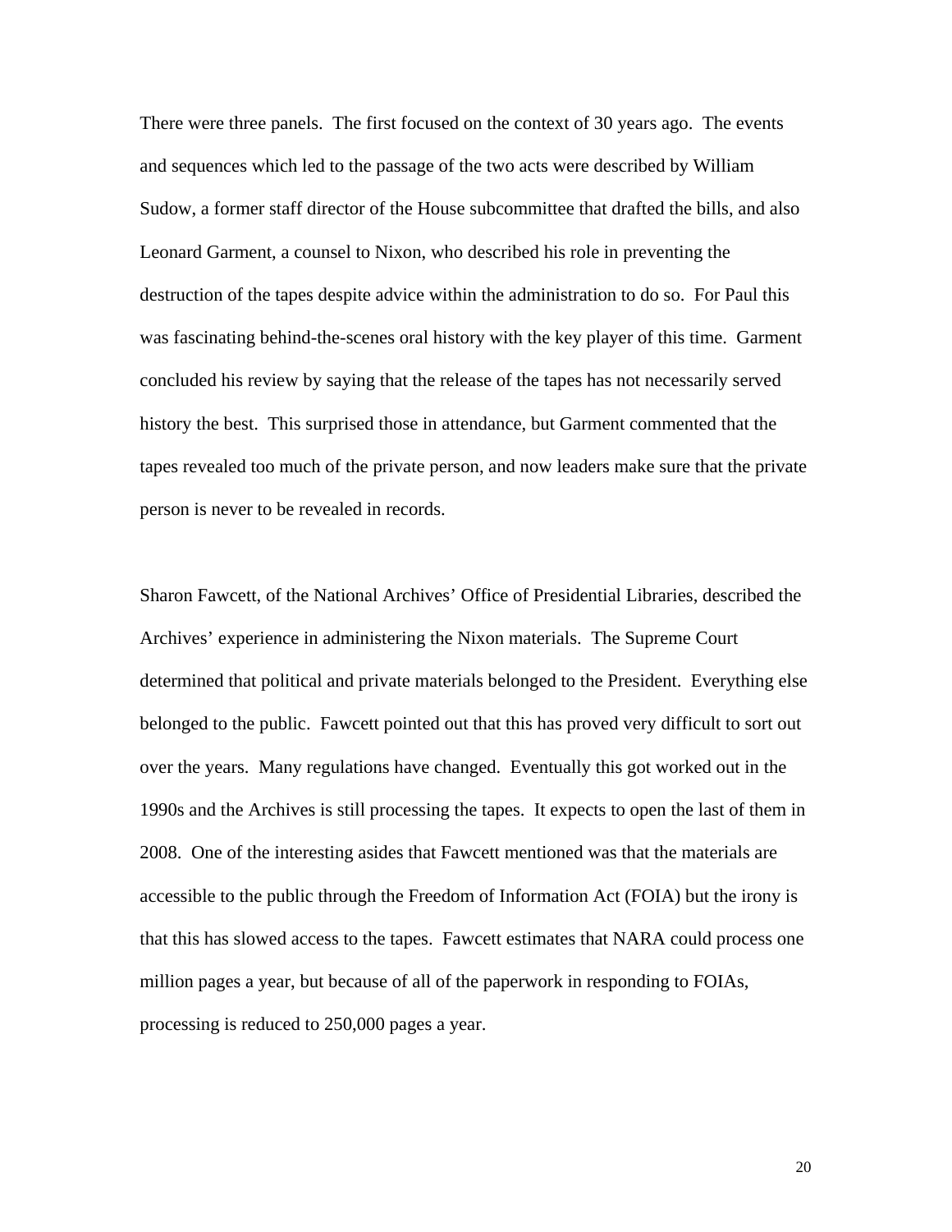There were three panels. The first focused on the context of 30 years ago. The events and sequences which led to the passage of the two acts were described by William Sudow, a former staff director of the House subcommittee that drafted the bills, and also Leonard Garment, a counsel to Nixon, who described his role in preventing the destruction of the tapes despite advice within the administration to do so. For Paul this was fascinating behind-the-scenes oral history with the key player of this time. Garment concluded his review by saying that the release of the tapes has not necessarily served history the best. This surprised those in attendance, but Garment commented that the tapes revealed too much of the private person, and now leaders make sure that the private person is never to be revealed in records.

Sharon Fawcett, of the National Archives' Office of Presidential Libraries, described the Archives' experience in administering the Nixon materials. The Supreme Court determined that political and private materials belonged to the President. Everything else belonged to the public. Fawcett pointed out that this has proved very difficult to sort out over the years. Many regulations have changed. Eventually this got worked out in the 1990s and the Archives is still processing the tapes. It expects to open the last of them in 2008. One of the interesting asides that Fawcett mentioned was that the materials are accessible to the public through the Freedom of Information Act (FOIA) but the irony is that this has slowed access to the tapes. Fawcett estimates that NARA could process one million pages a year, but because of all of the paperwork in responding to FOIAs, processing is reduced to 250,000 pages a year.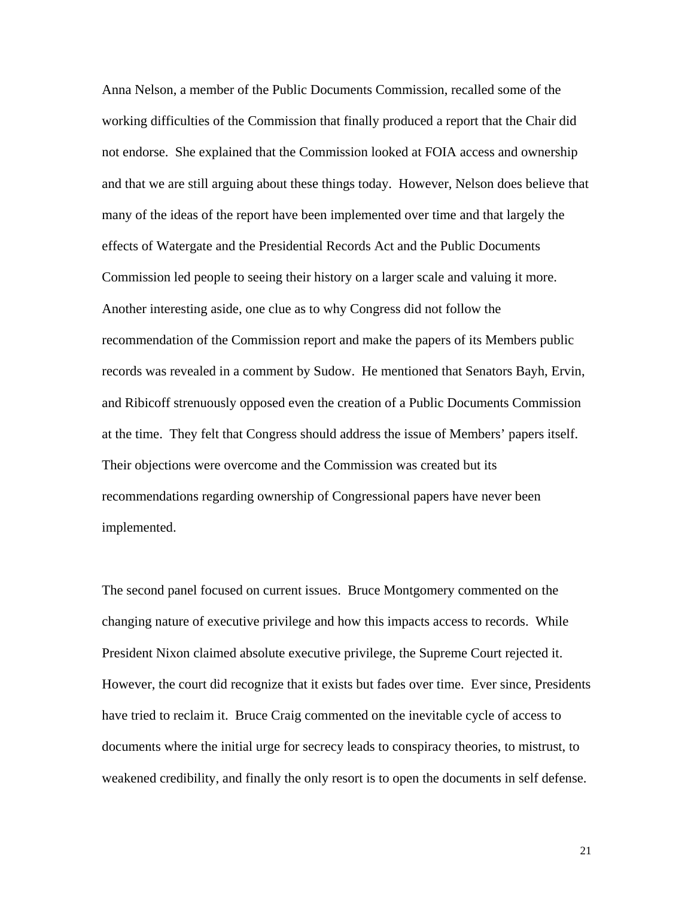Anna Nelson, a member of the Public Documents Commission, recalled some of the working difficulties of the Commission that finally produced a report that the Chair did not endorse. She explained that the Commission looked at FOIA access and ownership and that we are still arguing about these things today. However, Nelson does believe that many of the ideas of the report have been implemented over time and that largely the effects of Watergate and the Presidential Records Act and the Public Documents Commission led people to seeing their history on a larger scale and valuing it more. Another interesting aside, one clue as to why Congress did not follow the recommendation of the Commission report and make the papers of its Members public records was revealed in a comment by Sudow. He mentioned that Senators Bayh, Ervin, and Ribicoff strenuously opposed even the creation of a Public Documents Commission at the time. They felt that Congress should address the issue of Members' papers itself. Their objections were overcome and the Commission was created but its recommendations regarding ownership of Congressional papers have never been implemented.

The second panel focused on current issues. Bruce Montgomery commented on the changing nature of executive privilege and how this impacts access to records. While President Nixon claimed absolute executive privilege, the Supreme Court rejected it. However, the court did recognize that it exists but fades over time. Ever since, Presidents have tried to reclaim it. Bruce Craig commented on the inevitable cycle of access to documents where the initial urge for secrecy leads to conspiracy theories, to mistrust, to weakened credibility, and finally the only resort is to open the documents in self defense.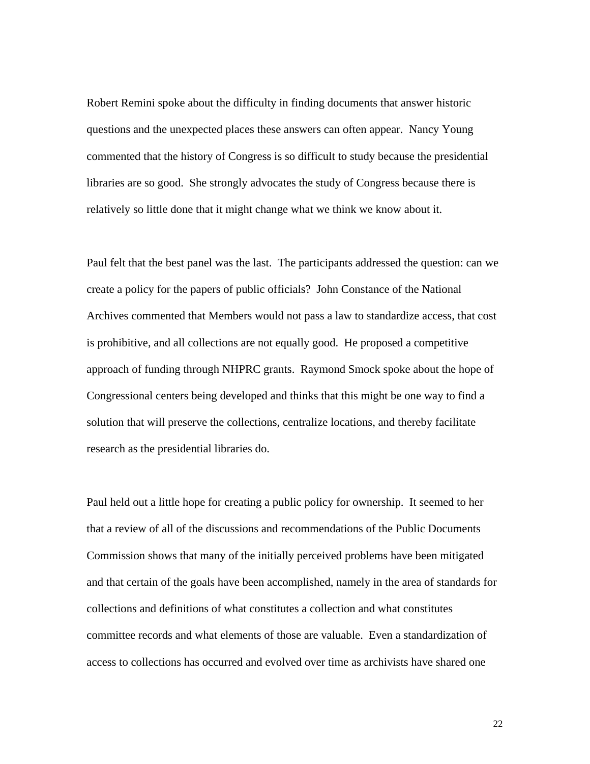Robert Remini spoke about the difficulty in finding documents that answer historic questions and the unexpected places these answers can often appear. Nancy Young commented that the history of Congress is so difficult to study because the presidential libraries are so good. She strongly advocates the study of Congress because there is relatively so little done that it might change what we think we know about it.

Paul felt that the best panel was the last. The participants addressed the question: can we create a policy for the papers of public officials? John Constance of the National Archives commented that Members would not pass a law to standardize access, that cost is prohibitive, and all collections are not equally good. He proposed a competitive approach of funding through NHPRC grants. Raymond Smock spoke about the hope of Congressional centers being developed and thinks that this might be one way to find a solution that will preserve the collections, centralize locations, and thereby facilitate research as the presidential libraries do.

Paul held out a little hope for creating a public policy for ownership. It seemed to her that a review of all of the discussions and recommendations of the Public Documents Commission shows that many of the initially perceived problems have been mitigated and that certain of the goals have been accomplished, namely in the area of standards for collections and definitions of what constitutes a collection and what constitutes committee records and what elements of those are valuable. Even a standardization of access to collections has occurred and evolved over time as archivists have shared one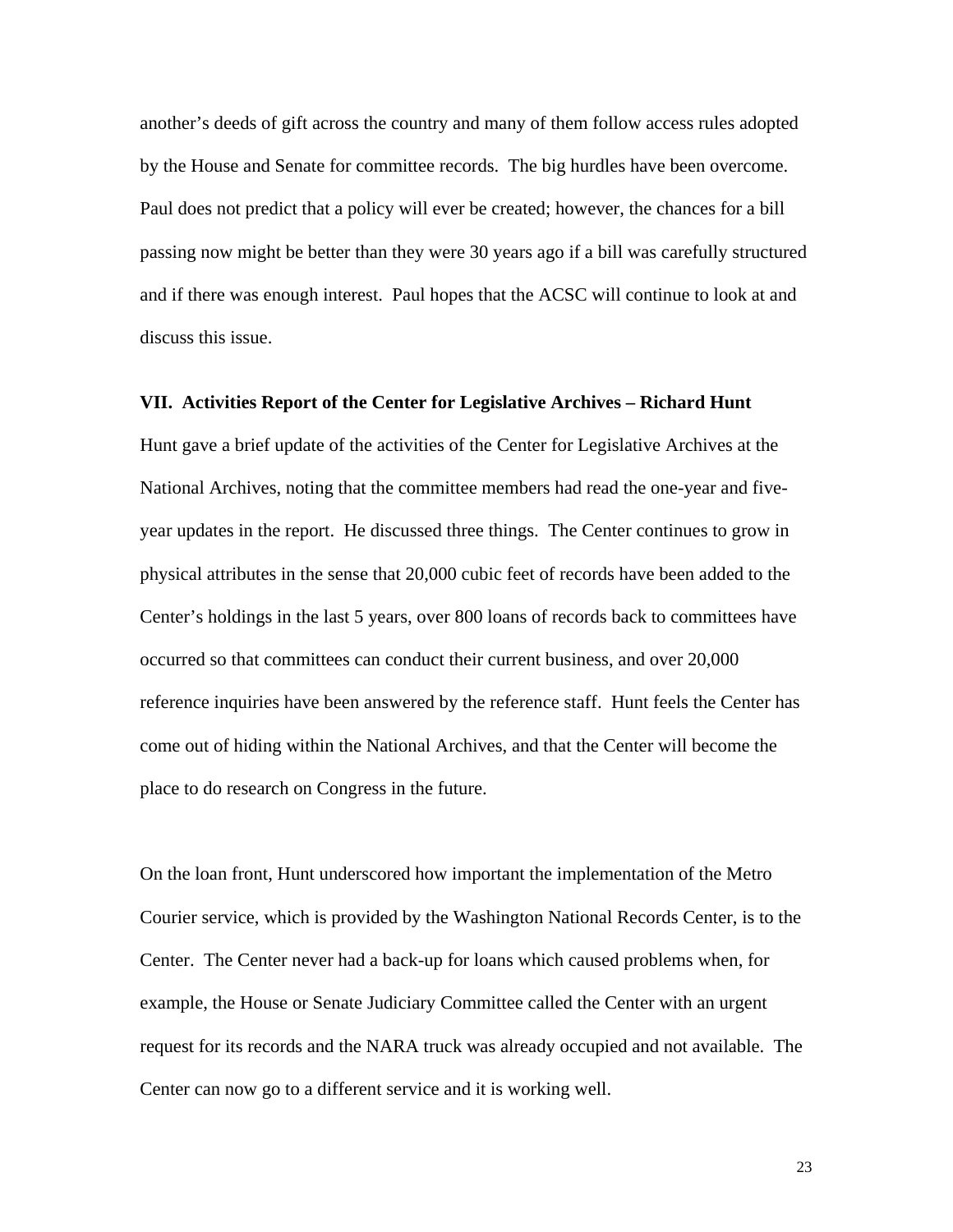another's deeds of gift across the country and many of them follow access rules adopted by the House and Senate for committee records. The big hurdles have been overcome. Paul does not predict that a policy will ever be created; however, the chances for a bill passing now might be better than they were 30 years ago if a bill was carefully structured and if there was enough interest. Paul hopes that the ACSC will continue to look at and discuss this issue.

**VII. Activities Report of the Center for Legislative Archives – Richard Hunt**

Hunt gave a brief update of the activities of the Center for Legislative Archives at the National Archives, noting that the committee members had read the one-year and five-year updates in the report. He discussed three things. The Center continues to grow in physical attributes in the sense that 20,000 cubic feet of records have been added to the Center's holdings in the last 5 years, over 800 loans of records back to committees have occurred so that committees can conduct their current business, and over 20,000 reference inquiries have been answered by the reference staff. Hunt feels the Center has come out of hiding within the National Archives, and that the Center will become the place to do research on Congress in the future.

On the loan front, Hunt underscored how important the implementation of the Metro Courier service, which is provided by the Washington National Records Center, is to the Center. The Center never had a back-up for loans which caused problems when, for example, the House or Senate Judiciary Committee called the Center with an urgent request for its records and the NARA truck was already occupied and not available. The Center can now go to a different service and it is working well.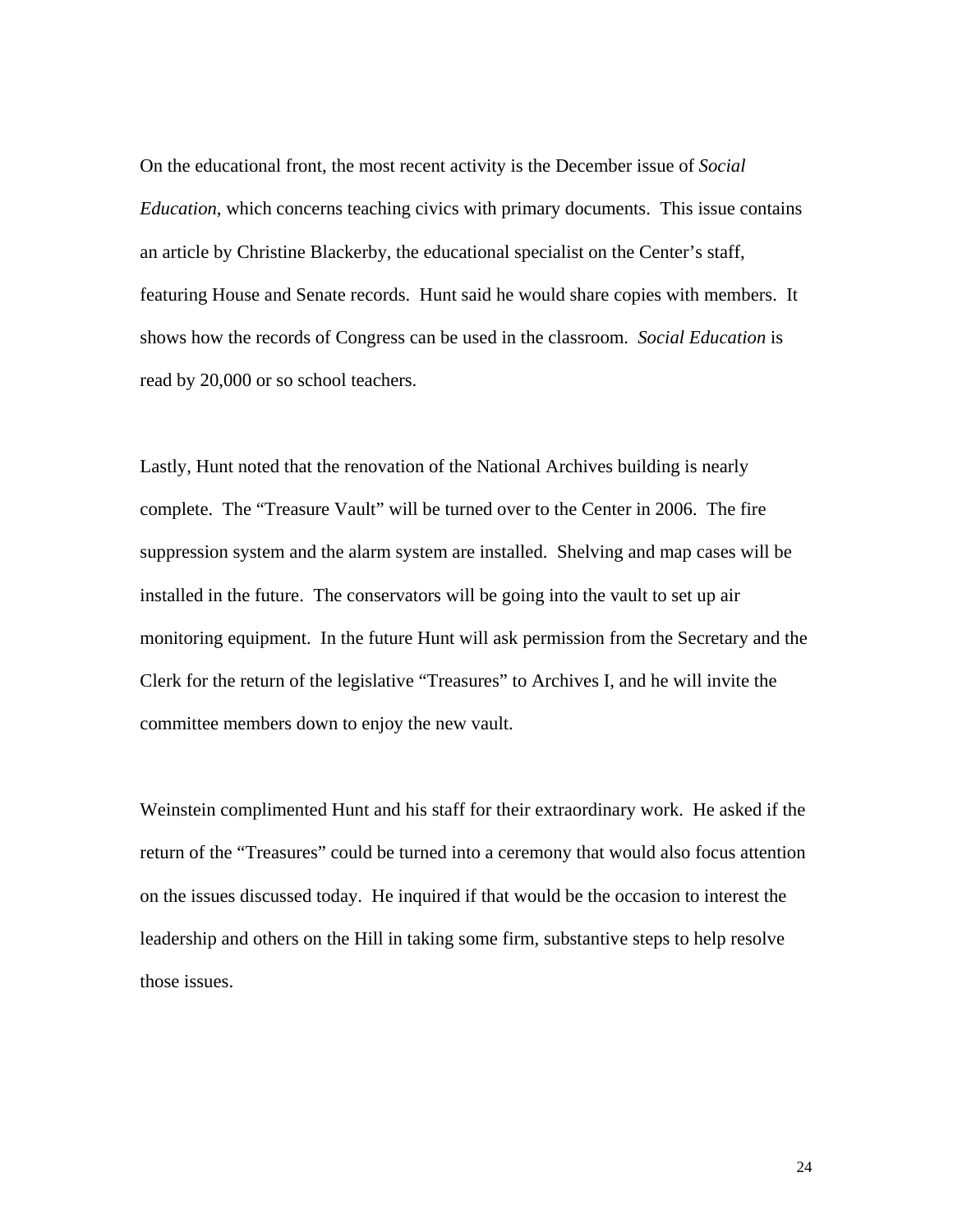On the educational front, the most recent activity is the December issue of *Social Education*, which concerns teaching civics with primary documents. This issue contains an article by Christine Blackerby, the educational specialist on the Center's staff, featuring House and Senate records. Hunt said he would share copies with members. It shows how the records of Congress can be used in the classroom. *Social Education* is read by 20,000 or so school teachers.

Lastly, Hunt noted that the renovation of the National Archives building is nearly complete. The "Treasure Vault" will be turned over to the Center in 2006. The fire suppression system and the alarm system are installed. Shelving and map cases will be installed in the future. The conservators will be going into the vault to set up air monitoring equipment. In the future Hunt will ask permission from the Secretary and the Clerk for the return of the legislative "Treasures" to Archives I, and he will invite the committee members down to enjoy the new vault.

Weinstein complimented Hunt and his staff for their extraordinary work. He asked if the return of the "Treasures" could be turned into a ceremony that would also focus attention on the issues discussed today. He inquired if that would be the occasion to interest the leadership and others on the Hill in taking some firm, substantive steps to help resolve those issues.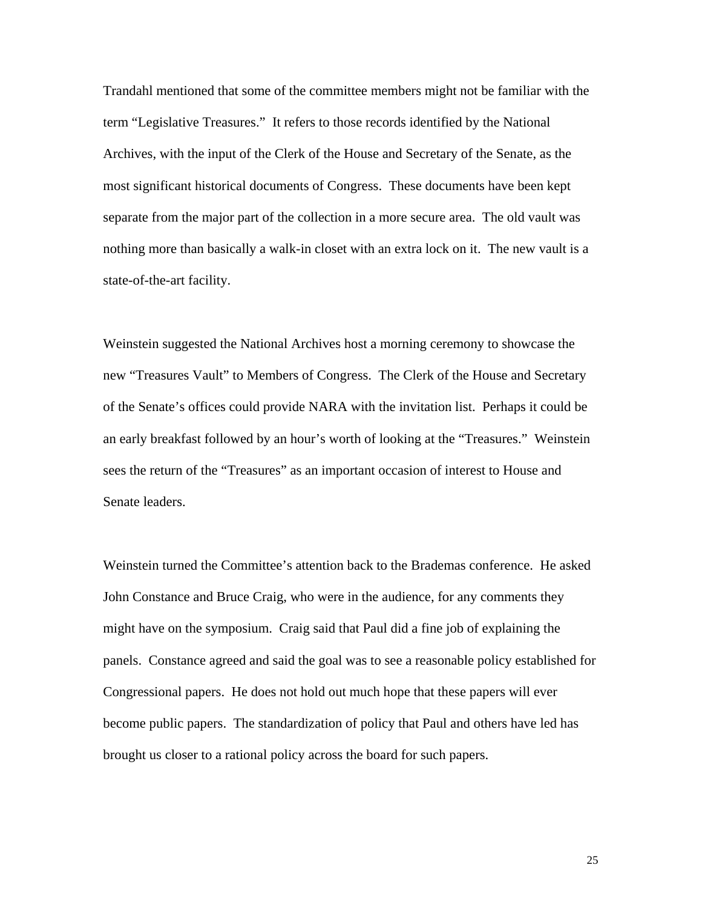Trandahl mentioned that some of the committee members might not be familiar with the term "Legislative Treasures." It refers to those records identified by the National Archives, with the input of the Clerk of the House and Secretary of the Senate, as the most significant historical documents of Congress. These documents have been kept separate from the major part of the collection in a more secure area. The old vault was nothing more than basically a walk-in closet with an extra lock on it. The new vault is a state-of-the-art facility.

Weinstein suggested the National Archives host a morning ceremony to showcase the new "Treasures Vault" to Members of Congress. The Clerk of the House and Secretary of the Senate's offices could provide NARA with the invitation list. Perhaps it could be an early breakfast followed by an hour's worth of looking at the "Treasures." Weinstein sees the return of the "Treasures" as an important occasion of interest to House and Senate leaders.

Weinstein turned the Committee's attention back to the Brademas conference. He asked John Constance and Bruce Craig, who were in the audience, for any comments they might have on the symposium. Craig said that Paul did a fine job of explaining the panels. Constance agreed and said the goal was to see a reasonable policy established for Congressional papers. He does not hold out much hope that these papers will ever become public papers. The standardization of policy that Paul and others have led has brought us closer to a rational policy across the board for such papers.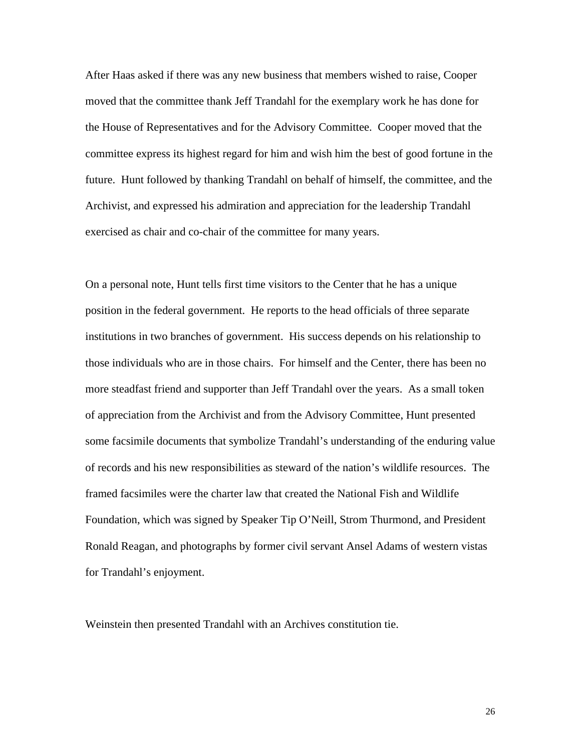After Haas asked if there was any new business that members wished to raise, Cooper moved that the committee thank Jeff Trandahl for the exemplary work he has done for the House of Representatives and for the Advisory Committee. Cooper moved that the committee express its highest regard for him and wish him the best of good fortune in the future. Hunt followed by thanking Trandahl on behalf of himself, the committee, and the Archivist, and expressed his admiration and appreciation for the leadership Trandahl exercised as chair and co-chair of the committee for many years.

On a personal note, Hunt tells first time visitors to the Center that he has a unique position in the federal government. He reports to the head officials of three separate institutions in two branches of government. His success depends on his relationship to those individuals who are in those chairs. For himself and the Center, there has been no more steadfast friend and supporter than Jeff Trandahl over the years. As a small token of appreciation from the Archivist and from the Advisory Committee, Hunt presented some facsimile documents that symbolize Trandahl's understanding of the enduring value of records and his new responsibilities as steward of the nation's wildlife resources. The framed facsimiles were the charter law that created the National Fish and Wildlife Foundation, which was signed by Speaker Tip O'Neill, Strom Thurmond, and President Ronald Reagan, and photographs by former civil servant Ansel Adams of western vistas for Trandahl's enjoyment.

Weinstein then presented Trandahl with an Archives constitution tie.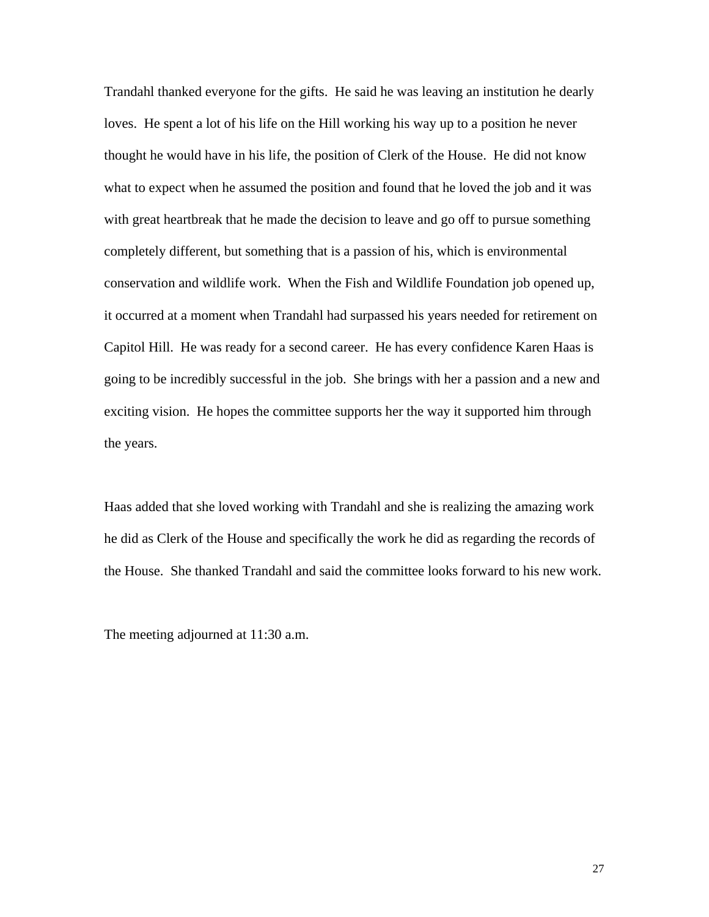Trandahl thanked everyone for the gifts. He said he was leaving an institution he dearly loves. He spent a lot of his life on the Hill working his way up to a position he never thought he would have in his life, the position of Clerk of the House. He did not know what to expect when he assumed the position and found that he loved the job and it was with great heartbreak that he made the decision to leave and go off to pursue something completely different, but something that is a passion of his, which is environmental conservation and wildlife work. When the Fish and Wildlife Foundation job opened up, it occurred at a moment when Trandahl had surpassed his years needed for retirement on Capitol Hill. He was ready for a second career. He has every confidence Karen Haas is going to be incredibly successful in the job. She brings with her a passion and a new and exciting vision. He hopes the committee supports her the way it supported him through the years.

Haas added that she loved working with Trandahl and she is realizing the amazing work he did as Clerk of the House and specifically the work he did as regarding the records of the House. She thanked Trandahl and said the committee looks forward to his new work.

The meeting adjourned at 11:30 a.m.